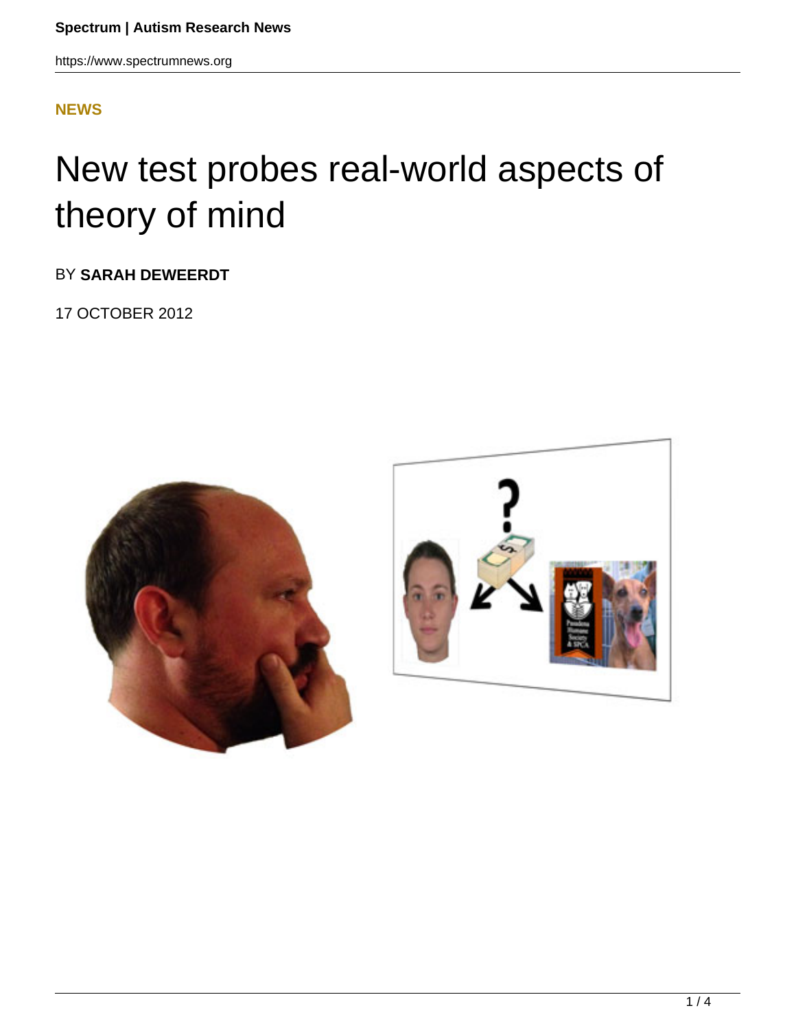NEWS

# New test probes real-world aspects of theory of mind

BY **SARAH DEWEERDT**

17 OCTOBER 2012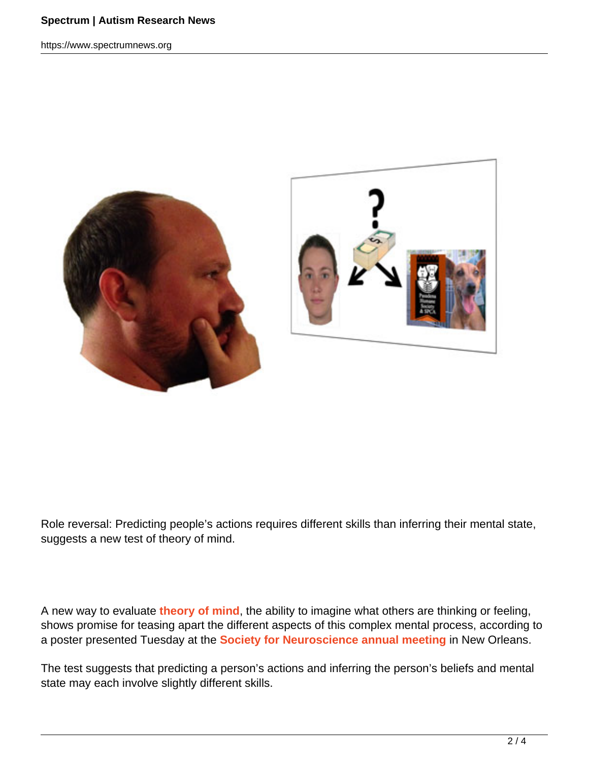Role reversal: Predicting people's actions requires different skills than inferring their mental state, suggests a new test of theory of mind.

A new way to evaluate **theory of mind**, the ability to imagine what others are thinking or feeling, shows promise for teasing apart the different aspects of this complex mental process, according to a poster presented Tuesday at the **Society for Neuroscience annual meeting** in New Orleans.

The test suggests that predicting a person's actions and inferring the person's beliefs and mental state may each involve slightly different skills.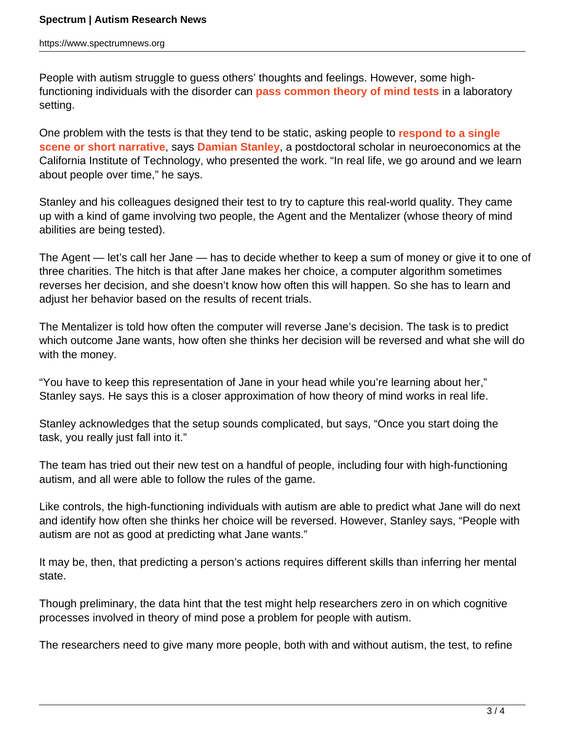People with autism struggle to guess others' thoughts and feelings. However, some high-functioning individuals with the disorder can **pass common theory of mind tests** in a laboratory setting.

One problem with the tests is that they tend to be static, asking people to **respond to a single scene or short narrative**, says **Damian Stanley**, a postdoctoral scholar in neuroeconomics at the California Institute of Technology, who presented the work. "In real life, we go around and we learn about people over time," he says.

Stanley and his colleagues designed their test to try to capture this real-world quality. They came up with a kind of game involving two people, the Agent and the Mentalizer (whose theory of mind abilities are being tested).

The Agent — let's call her Jane — has to decide whether to keep a sum of money or give it to one of three charities. The hitch is that after Jane makes her choice, a computer algorithm sometimes reverses her decision, and she doesn't know how often this will happen. So she has to learn and adjust her behavior based on the results of recent trials.

The Mentalizer is told how often the computer will reverse Jane's decision. The task is to predict which outcome Jane wants, how often she thinks her decision will be reversed and what she will do with the money.

"You have to keep this representation of Jane in your head while you're learning about her," Stanley says. He says this is a closer approximation of how theory of mind works in real life.

Stanley acknowledges that the setup sounds complicated, but says, "Once you start doing the task, you really just fall into it."

The team has tried out their new test on a handful of people, including four with high-functioning autism, and all were able to follow the rules of the game.

Like controls, the high-functioning individuals with autism are able to predict what Jane will do next and identify how often she thinks her choice will be reversed. However, Stanley says, "People with autism are not as good at predicting what Jane wants."

It may be, then, that predicting a person's actions requires different skills than inferring her mental state.

Though preliminary, the data hint that the test might help researchers zero in on which cognitive processes involved in theory of mind pose a problem for people with autism.

The researchers need to give many more people, both with and without autism, the test, to refine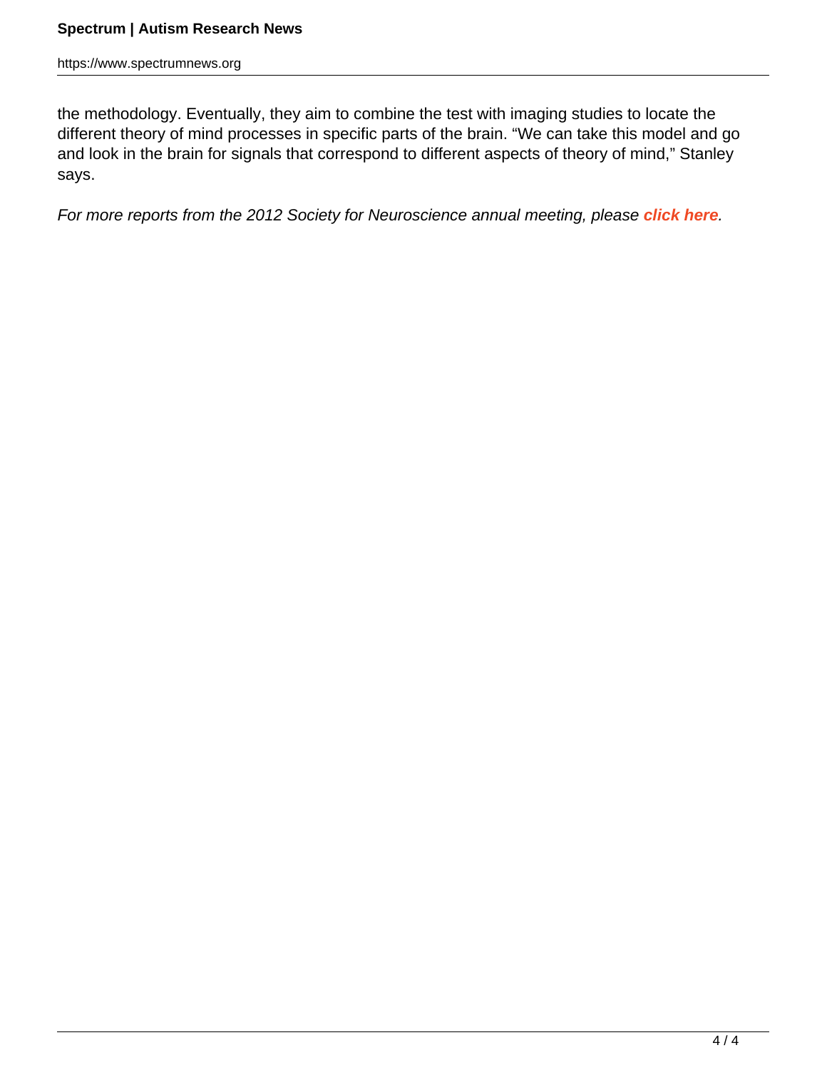the methodology. Eventually, they aim to combine the test with imaging studies to locate the different theory of mind processes in specific parts of the brain. “We can take this model and go and look in the brain for signals that correspond to different aspects of theory of mind,” Stanley says.

*For more reports from the 2012 Society for Neuroscience annual meeting, please **click here**.*